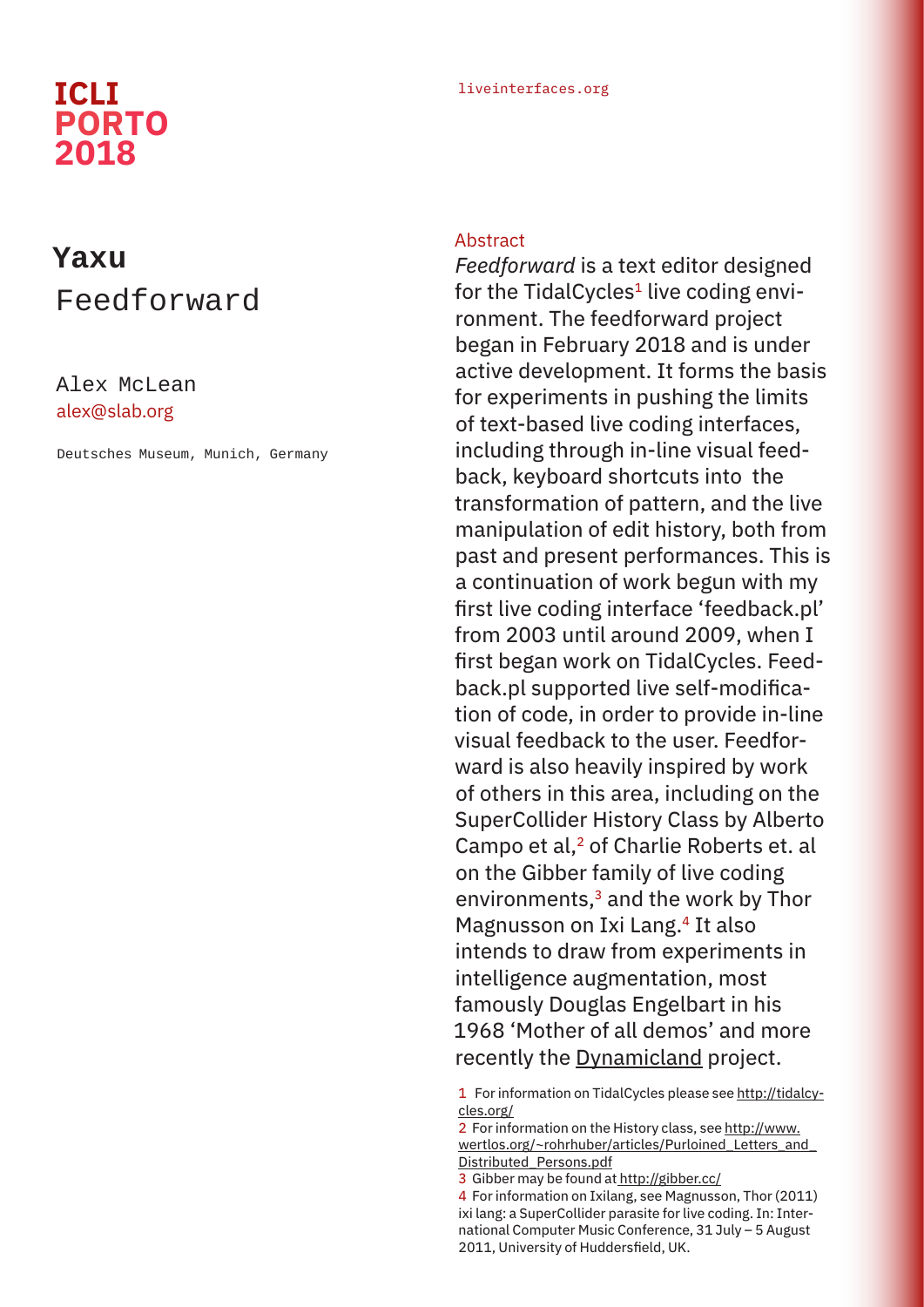**ICLI PORTO 2018**

liveinterfaces.org

# Yaxu

## Feedforward

Alex McLean
alex@slab.org

Deutsches Museum, Munich, Germany

### Abstract

*Feedforward* is a text editor designed for the TidalCycles[1] live coding environment. The feedforward project began in February 2018 and is under active development. It forms the basis for experiments in pushing the limits of text-based live coding interfaces, including through in-line visual feedback, keyboard shortcuts into the transformation of pattern, and the live manipulation of edit history, both from past and present performances. This is a continuation of work begun with my first live coding interface 'feedback.pl' from 2003 until around 2009, when I first began work on TidalCycles. Feedback.pl supported live self-modification of code, in order to provide in-line visual feedback to the user. Feedforward is also heavily inspired by work of others in this area, including on the SuperCollider History Class by Alberto Campo et al,[2] of Charlie Roberts et. al on the Gibber family of live coding environments,[3] and the work by Thor Magnusson on Ixi Lang.[4] It also intends to draw from experiments in intelligence augmentation, most famously Douglas Engelbart in his 1968 'Mother of all demos' and more recently the Dynamicland project.

1 For information on TidalCycles please see http://tidalcycles.org/

2 For information on the History class, see http://www.wertlos.org/~rohrhuber/articles/Purloined_Letters_and_Distributed_Persons.pdf

3 Gibber may be found at http://gibber.cc/

4 For information on Ixilang, see Magnusson, Thor (2011) ixi lang: a SuperCollider parasite for live coding. In: International Computer Music Conference, 31 July – 5 August 2011, University of Huddersfield, UK.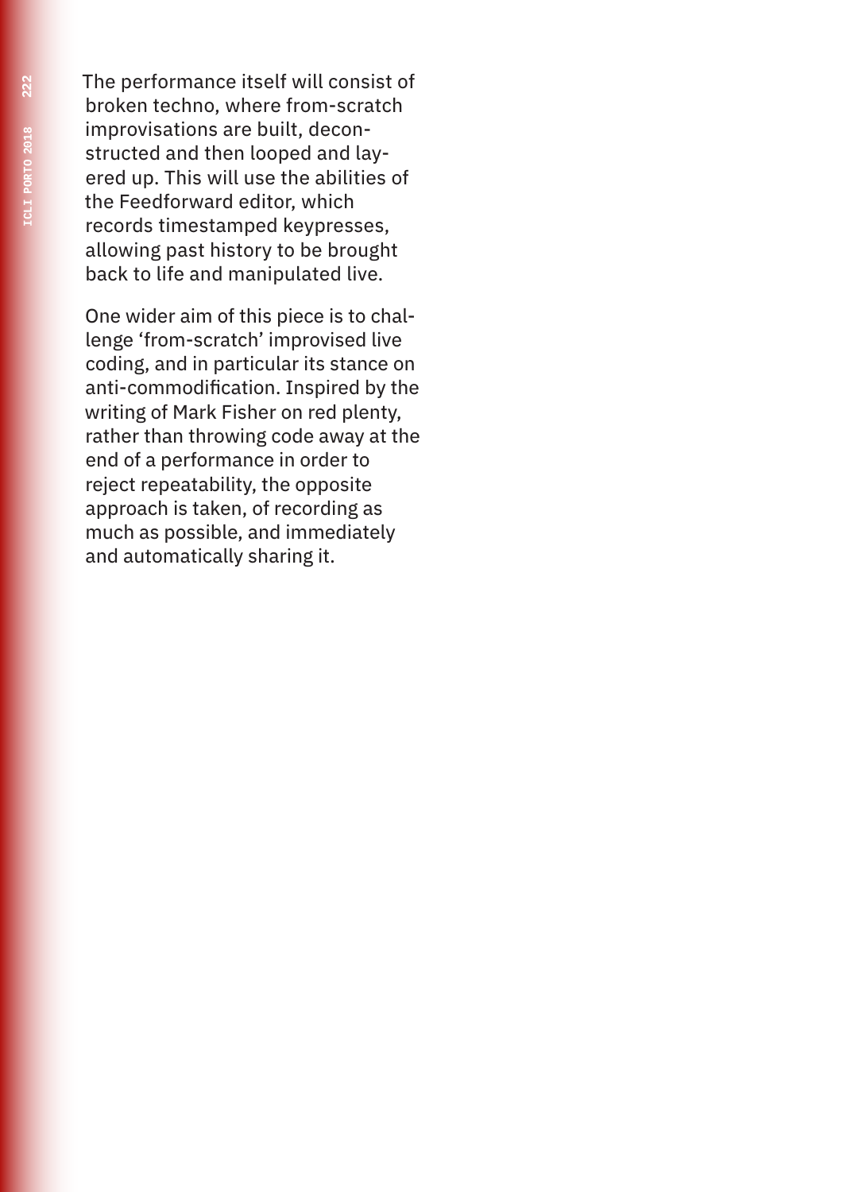The performance itself will consist of broken techno, where from-scratch improvisations are built, deconstructed and then looped and layered up. This will use the abilities of the Feedforward editor, which records timestamped keypresses, allowing past history to be brought back to life and manipulated live.

One wider aim of this piece is to challenge 'from-scratch' improvised live coding, and in particular its stance on anti-commodification. Inspired by the writing of Mark Fisher on red plenty, rather than throwing code away at the end of a performance in order to reject repeatability, the opposite approach is taken, of recording as much as possible, and immediately and automatically sharing it.